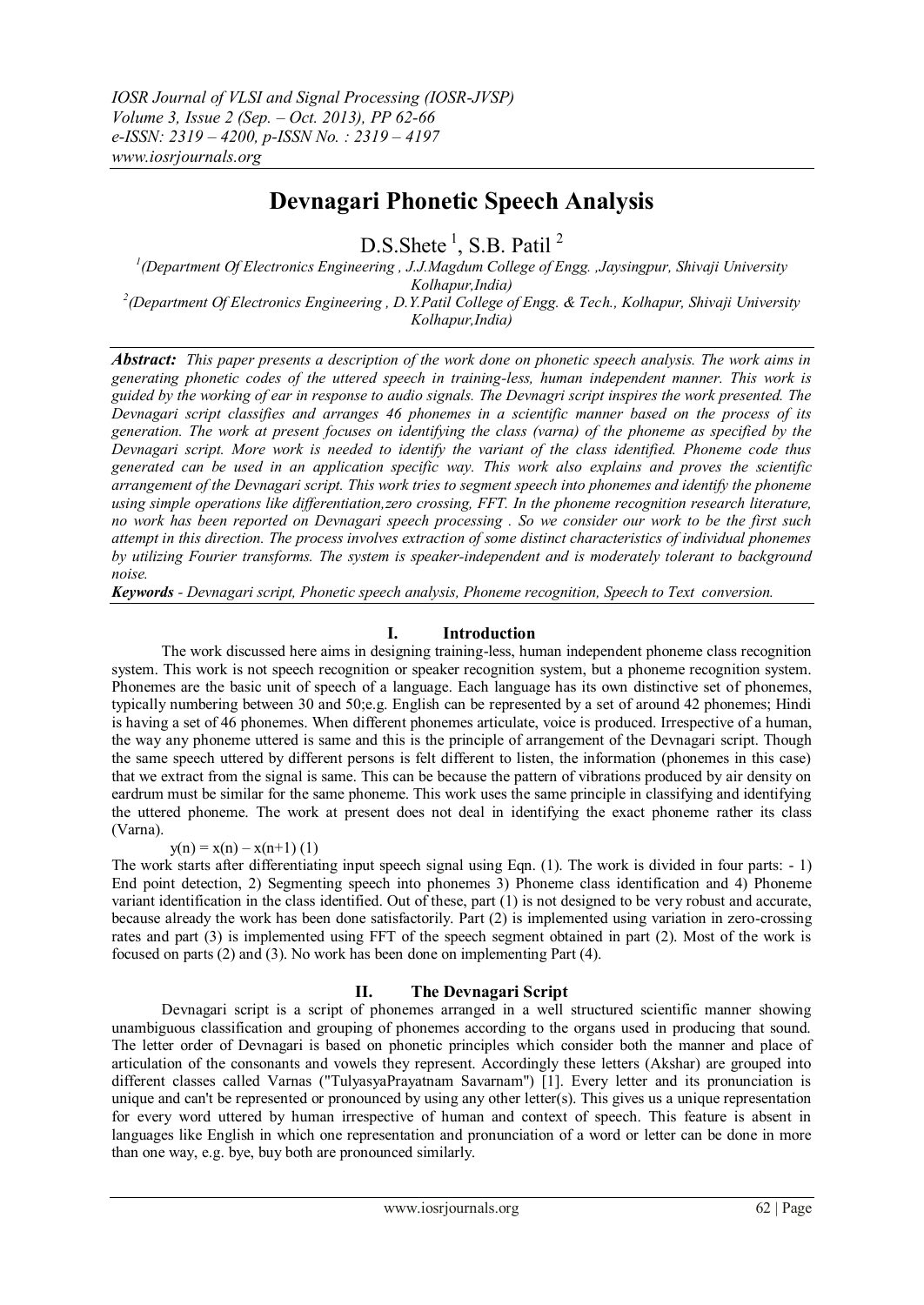# Devnagari Phonetic Speech Analysis

D.S.Shete [1], S.B. Patil [2]

[1](Department Of Electronics Engineering , J.J.Magdum College of Engg. ,Jaysingpur, Shivaji University Kolhapur,India)

[2](Department Of Electronics Engineering , D.Y.Patil College of Engg. & Tech., Kolhapur, Shivaji University Kolhapur,India)

***Abstract:*** *This paper presents a description of the work done on phonetic speech analysis. The work aims in generating phonetic codes of the uttered speech in training-less, human independent manner. This work is guided by the working of ear in response to audio signals. The Devnagri script inspires the work presented. The Devnagari script classifies and arranges 46 phonemes in a scientific manner based on the process of its generation. The work at present focuses on identifying the class (varna) of the phoneme as specified by the Devnagari script. More work is needed to identify the variant of the class identified. Phoneme code thus generated can be used in an application specific way. This work also explains and proves the scientific arrangement of the Devnagari script. This work tries to segment speech into phonemes and identify the phoneme using simple operations like differentiation,zero crossing, FFT. In the phoneme recognition research literature, no work has been reported on Devnagari speech processing . So we consider our work to be the first such attempt in this direction. The process involves extraction of some distinct characteristics of individual phonemes by utilizing Fourier transforms. The system is speaker-independent and is moderately tolerant to background noise.*

***Keywords*** *- Devnagari script, Phonetic speech analysis, Phoneme recognition, Speech to Text conversion.*

## I. Introduction

The work discussed here aims in designing training-less, human independent phoneme class recognition system. This work is not speech recognition or speaker recognition system, but a phoneme recognition system. Phonemes are the basic unit of speech of a language. Each language has its own distinctive set of phonemes, typically numbering between 30 and 50;e.g. English can be represented by a set of around 42 phonemes; Hindi is having a set of 46 phonemes. When different phonemes articulate, voice is produced. Irrespective of a human, the way any phoneme uttered is same and this is the principle of arrangement of the Devnagari script. Though the same speech uttered by different persons is felt different to listen, the information (phonemes in this case) that we extract from the signal is same. This can be because the pattern of vibrations produced by air density on eardrum must be similar for the same phoneme. This work uses the same principle in classifying and identifying the uttered phoneme. The work at present does not deal in identifying the exact phoneme rather its class (Varna).

$$y(n) = x(n) - x(n+1) \quad (1)$$

The work starts after differentiating input speech signal using Eqn. (1). The work is divided in four parts: - 1) End point detection, 2) Segmenting speech into phonemes 3) Phoneme class identification and 4) Phoneme variant identification in the class identified. Out of these, part (1) is not designed to be very robust and accurate, because already the work has been done satisfactorily. Part (2) is implemented using variation in zero-crossing rates and part (3) is implemented using FFT of the speech segment obtained in part (2). Most of the work is focused on parts (2) and (3). No work has been done on implementing Part (4).

## II. The Devnagari Script

Devnagari script is a script of phonemes arranged in a well structured scientific manner showing unambiguous classification and grouping of phonemes according to the organs used in producing that sound. The letter order of Devnagari is based on phonetic principles which consider both the manner and place of articulation of the consonants and vowels they represent. Accordingly these letters (Akshar) are grouped into different classes called Varnas ("TulyasyaPrayatnam Savarnam") [1]. Every letter and its pronunciation is unique and can't be represented or pronounced by using any other letter(s). This gives us a unique representation for every word uttered by human irrespective of human and context of speech. This feature is absent in languages like English in which one representation and pronunciation of a word or letter can be done in more than one way, e.g. bye, buy both are pronounced similarly.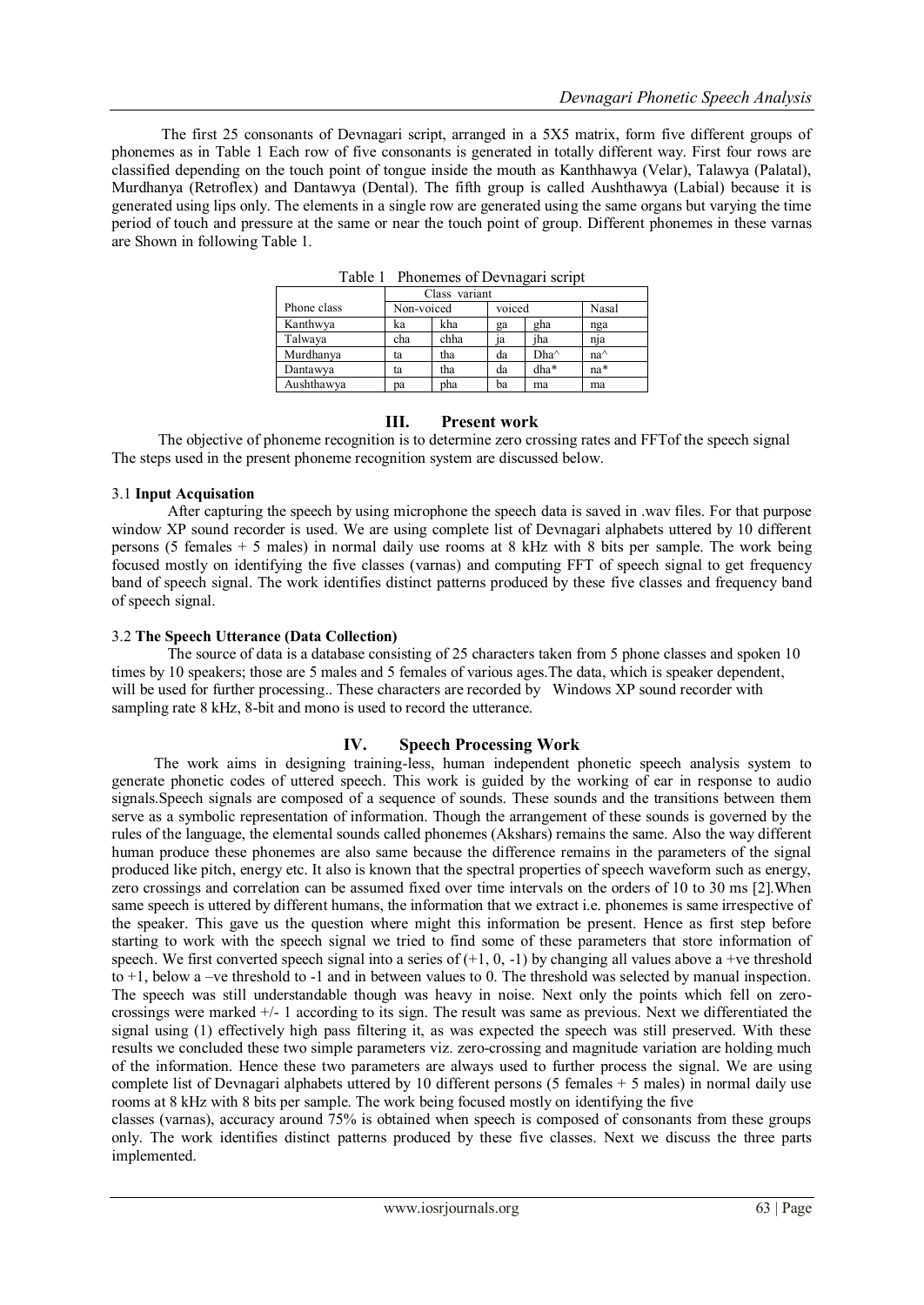The first 25 consonants of Devnagari script, arranged in a 5X5 matrix, form five different groups of phonemes as in Table 1 Each row of five consonants is generated in totally different way. First four rows are classified depending on the touch point of tongue inside the mouth as Kanthhawya (Velar), Talawya (Palatal), Murdhanya (Retroflex) and Dantawya (Dental). The fifth group is called Aushthawya (Labial) because it is generated using lips only. The elements in a single row are generated using the same organs but varying the time period of touch and pressure at the same or near the touch point of group. Different phonemes in these varnas are Shown in following Table 1.

Table 1 Phonemes of Devnagari script

| Phone class | Class variant | | | | |
|---|---|---|---|---|---|
| | Non-voiced | | voiced | | Nasal |
| Kanthwya | ka | kha | ga | gha | nga |
| Talwaya | cha | chha | ja | jha | nja |
| Murdhanya | ta | tha | da | Dha^ | na^ |
| Dantawya | ta | tha | da | dha* | na* |
| Aushthawya | pa | pha | ba | ma | ma |

## III. Present work

The objective of phoneme recognition is to determine zero crossing rates and FFTof the speech signal The steps used in the present phoneme recognition system are discussed below.

### 3.1 Input Acquisation

After capturing the speech by using microphone the speech data is saved in .wav files. For that purpose window XP sound recorder is used. We are using complete list of Devnagari alphabets uttered by 10 different persons (5 females + 5 males) in normal daily use rooms at 8 kHz with 8 bits per sample. The work being focused mostly on identifying the five classes (varnas) and computing FFT of speech signal to get frequency band of speech signal. The work identifies distinct patterns produced by these five classes and frequency band of speech signal.

### 3.2 The Speech Utterance (Data Collection)

The source of data is a database consisting of 25 characters taken from 5 phone classes and spoken 10 times by 10 speakers; those are 5 males and 5 females of various ages.The data, which is speaker dependent, will be used for further processing.. These characters are recorded by Windows XP sound recorder with sampling rate 8 kHz, 8-bit and mono is used to record the utterance.

## IV. Speech Processing Work

The work aims in designing training-less, human independent phonetic speech analysis system to generate phonetic codes of uttered speech. This work is guided by the working of ear in response to audio signals.Speech signals are composed of a sequence of sounds. These sounds and the transitions between them serve as a symbolic representation of information. Though the arrangement of these sounds is governed by the rules of the language, the elemental sounds called phonemes (Akshars) remains the same. Also the way different human produce these phonemes are also same because the difference remains in the parameters of the signal produced like pitch, energy etc. It also is known that the spectral properties of speech waveform such as energy, zero crossings and correlation can be assumed fixed over time intervals on the orders of 10 to 30 ms [2].When same speech is uttered by different humans, the information that we extract i.e. phonemes is same irrespective of the speaker. This gave us the question where might this information be present. Hence as first step before starting to work with the speech signal we tried to find some of these parameters that store information of speech. We first converted speech signal into a series of (+1, 0, -1) by changing all values above a +ve threshold to +1, below a –ve threshold to -1 and in between values to 0. The threshold was selected by manual inspection. The speech was still understandable though was heavy in noise. Next only the points which fell on zero-crossings were marked +/- 1 according to its sign. The result was same as previous. Next we differentiated the signal using (1) effectively high pass filtering it, as was expected the speech was still preserved. With these results we concluded these two simple parameters viz. zero-crossing and magnitude variation are holding much of the information. Hence these two parameters are always used to further process the signal. We are using complete list of Devnagari alphabets uttered by 10 different persons (5 females + 5 males) in normal daily use rooms at 8 kHz with 8 bits per sample. The work being focused mostly on identifying the five classes (varnas), accuracy around 75% is obtained when speech is composed of consonants from these groups only. The work identifies distinct patterns produced by these five classes. Next we discuss the three parts implemented.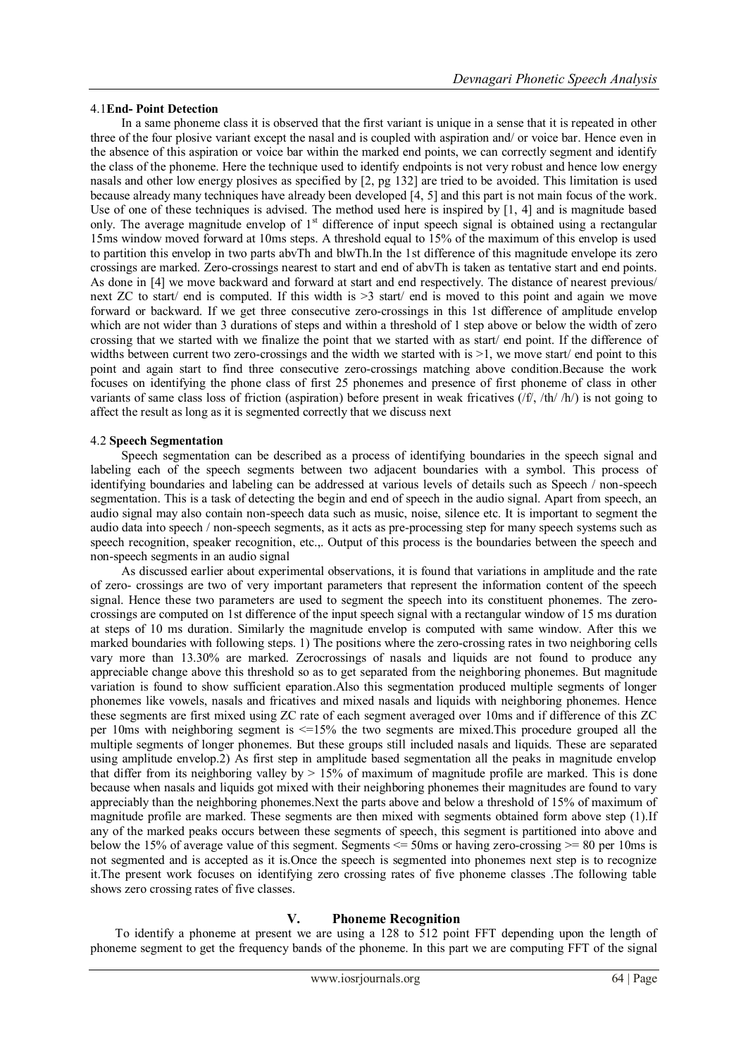### 4.1 End- Point Detection

In a same phoneme class it is observed that the first variant is unique in a sense that it is repeated in other three of the four plosive variant except the nasal and is coupled with aspiration and/ or voice bar. Hence even in the absence of this aspiration or voice bar within the marked end points, we can correctly segment and identify the class of the phoneme. Here the technique used to identify endpoints is not very robust and hence low energy nasals and other low energy plosives as specified by [2, pg 132] are tried to be avoided. This limitation is used because already many techniques have already been developed [4, 5] and this part is not main focus of the work. Use of one of these techniques is advised. The method used here is inspired by [1, 4] and is magnitude based only. The average magnitude envelop of 1st difference of input speech signal is obtained using a rectangular 15ms window moved forward at 10ms steps. A threshold equal to 15% of the maximum of this envelop is used to partition this envelop in two parts abvTh and blwTh.In the 1st difference of this magnitude envelope its zero crossings are marked. Zero-crossings nearest to start and end of abvTh is taken as tentative start and end points. As done in [4] we move backward and forward at start and end respectively. The distance of nearest previous/ next ZC to start/ end is computed. If this width is >3 start/ end is moved to this point and again we move forward or backward. If we get three consecutive zero-crossings in this 1st difference of amplitude envelop which are not wider than 3 durations of steps and within a threshold of 1 step above or below the width of zero crossing that we started with we finalize the point that we started with as start/ end point. If the difference of widths between current two zero-crossings and the width we started with is >1, we move start/ end point to this point and again start to find three consecutive zero-crossings matching above condition.Because the work focuses on identifying the phone class of first 25 phonemes and presence of first phoneme of class in other variants of same class loss of friction (aspiration) before present in weak fricatives (/f/, /th/ /h/) is not going to affect the result as long as it is segmented correctly that we discuss next

### 4.2 Speech Segmentation

Speech segmentation can be described as a process of identifying boundaries in the speech signal and labeling each of the speech segments between two adjacent boundaries with a symbol. This process of identifying boundaries and labeling can be addressed at various levels of details such as Speech / non-speech segmentation. This is a task of detecting the begin and end of speech in the audio signal. Apart from speech, an audio signal may also contain non-speech data such as music, noise, silence etc. It is important to segment the audio data into speech / non-speech segments, as it acts as pre-processing step for many speech systems such as speech recognition, speaker recognition, etc.,. Output of this process is the boundaries between the speech and non-speech segments in an audio signal

As discussed earlier about experimental observations, it is found that variations in amplitude and the rate of zero- crossings are two of very important parameters that represent the information content of the speech signal. Hence these two parameters are used to segment the speech into its constituent phonemes. The zero-crossings are computed on 1st difference of the input speech signal with a rectangular window of 15 ms duration at steps of 10 ms duration. Similarly the magnitude envelop is computed with same window. After this we marked boundaries with following steps. 1) The positions where the zero-crossing rates in two neighboring cells vary more than 13.30% are marked. Zerocrossings of nasals and liquids are not found to produce any appreciable change above this threshold so as to get separated from the neighboring phonemes. But magnitude variation is found to show sufficient eparation.Also this segmentation produced multiple segments of longer phonemes like vowels, nasals and fricatives and mixed nasals and liquids with neighboring phonemes. Hence these segments are first mixed using ZC rate of each segment averaged over 10ms and if difference of this ZC per 10ms with neighboring segment is <=15% the two segments are mixed.This procedure grouped all the multiple segments of longer phonemes. But these groups still included nasals and liquids. These are separated using amplitude envelop.2) As first step in amplitude based segmentation all the peaks in magnitude envelop that differ from its neighboring valley by > 15% of maximum of magnitude profile are marked. This is done because when nasals and liquids got mixed with their neighboring phonemes their magnitudes are found to vary appreciably than the neighboring phonemes.Next the parts above and below a threshold of 15% of maximum of magnitude profile are marked. These segments are then mixed with segments obtained form above step (1).If any of the marked peaks occurs between these segments of speech, this segment is partitioned into above and below the 15% of average value of this segment. Segments <= 50ms or having zero-crossing >= 80 per 10ms is not segmented and is accepted as it is.Once the speech is segmented into phonemes next step is to recognize it.The present work focuses on identifying zero crossing rates of five phoneme classes .The following table shows zero crossing rates of five classes.

## V. Phoneme Recognition

To identify a phoneme at present we are using a 128 to 512 point FFT depending upon the length of phoneme segment to get the frequency bands of the phoneme. In this part we are computing FFT of the signal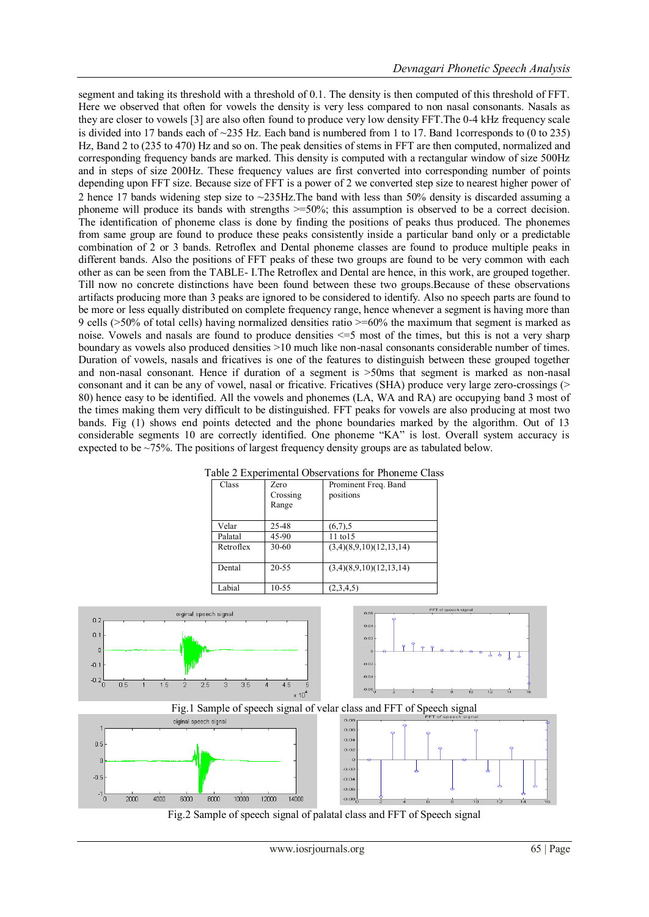segment and taking its threshold with a threshold of 0.1. The density is then computed of this threshold of FFT. Here we observed that often for vowels the density is very less compared to non nasal consonants. Nasals as they are closer to vowels [3] are also often found to produce very low density FFT.The 0-4 kHz frequency scale is divided into 17 bands each of ~235 Hz. Each band is numbered from 1 to 17. Band 1corresponds to (0 to 235) Hz, Band 2 to (235 to 470) Hz and so on. The peak densities of stems in FFT are then computed, normalized and corresponding frequency bands are marked. This density is computed with a rectangular window of size 500Hz and in steps of size 200Hz. These frequency values are first converted into corresponding number of points depending upon FFT size. Because size of FFT is a power of 2 we converted step size to nearest higher power of 2 hence 17 bands widening step size to ~235Hz.The band with less than 50% density is discarded assuming a phoneme will produce its bands with strengths >=50%; this assumption is observed to be a correct decision. The identification of phoneme class is done by finding the positions of peaks thus produced. The phonemes from same group are found to produce these peaks consistently inside a particular band only or a predictable combination of 2 or 3 bands. Retroflex and Dental phoneme classes are found to produce multiple peaks in different bands. Also the positions of FFT peaks of these two groups are found to be very common with each other as can be seen from the TABLE- I.The Retroflex and Dental are hence, in this work, are grouped together. Till now no concrete distinctions have been found between these two groups.Because of these observations artifacts producing more than 3 peaks are ignored to be considered to identify. Also no speech parts are found to be more or less equally distributed on complete frequency range, hence whenever a segment is having more than 9 cells (>50% of total cells) having normalized densities ratio >=60% the maximum that segment is marked as noise. Vowels and nasals are found to produce densities <=5 most of the times, but this is not a very sharp boundary as vowels also produced densities >10 much like non-nasal consonants considerable number of times. Duration of vowels, nasals and fricatives is one of the features to distinguish between these grouped together and non-nasal consonant. Hence if duration of a segment is >50ms that segment is marked as non-nasal consonant and it can be any of vowel, nasal or fricative. Fricatives (SHA) produce very large zero-crossings (> 80) hence easy to be identified. All the vowels and phonemes (LA, WA and RA) are occupying band 3 most of the times making them very difficult to be distinguished. FFT peaks for vowels are also producing at most two bands. Fig (1) shows end points detected and the phone boundaries marked by the algorithm. Out of 13 considerable segments 10 are correctly identified. One phoneme "KA" is lost. Overall system accuracy is expected to be ~75%. The positions of largest frequency density groups are as tabulated below.

Table 2 Experimental Observations for Phoneme Class

| Class | Zero Crossing Range | Prominent Freq. Band positions |
|---|---|---|
| Velar | 25-48 | (6,7),5 |
| Palatal | 45-90 | 11 to15 |
| Retroflex | 30-60 | (3,4)(8,9,10)(12,13,14) |
| Dental | 20-55 | (3,4)(8,9,10)(12,13,14) |
| Labial | 10-55 | (2,3,4,5) |

Fig.1 Sample of speech signal of velar class and FFT of Speech signal

Fig.2 Sample of speech signal of palatal class and FFT of Speech signal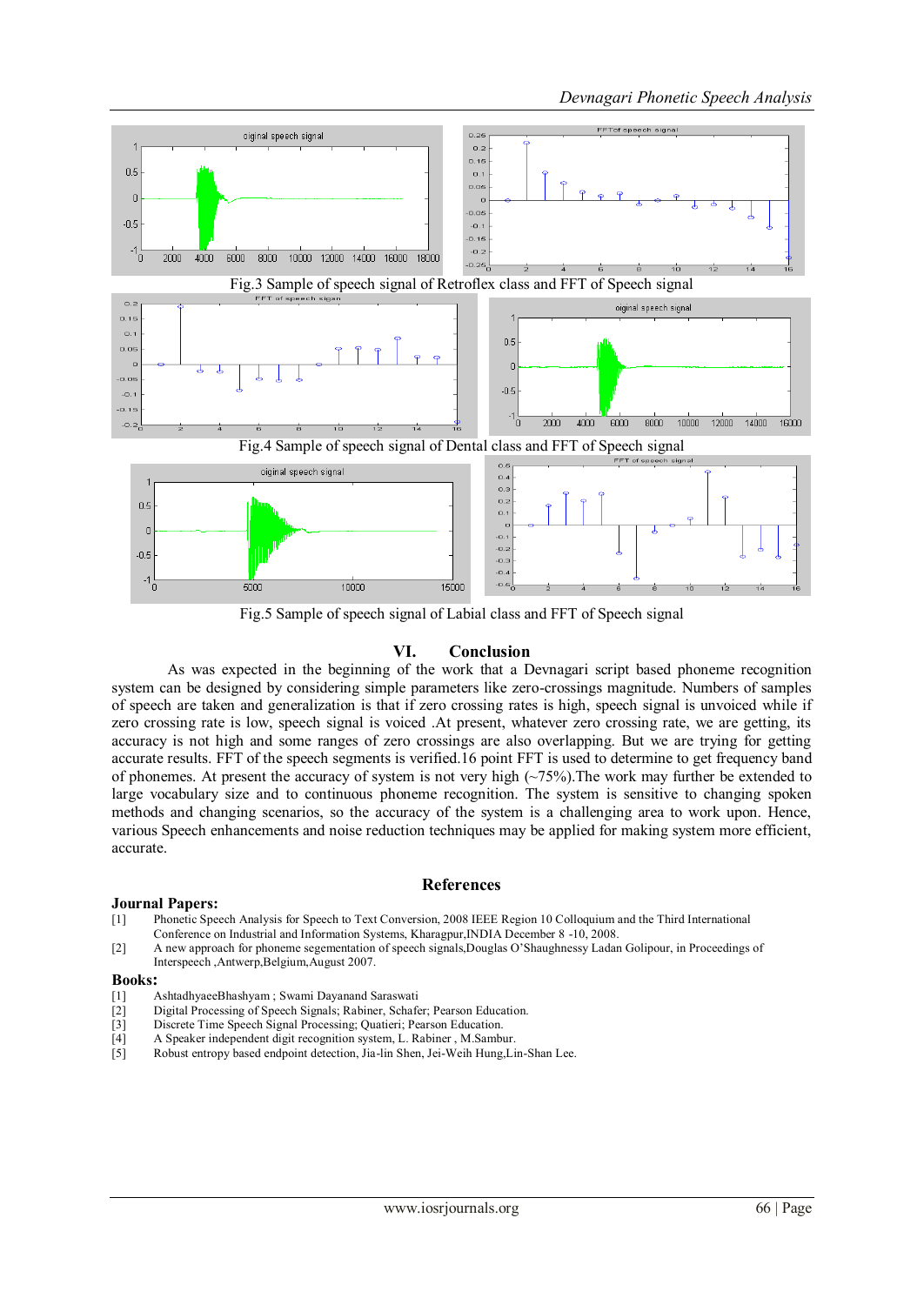oiginal speech signal

1
0.5
0
-0.5
-1
0 2000 4000 6000 8000 10000 12000 14000 16000 18000

FFTof speech signal

0.25
0.2
0.15
0.1
0.05
0
-0.05
-0.1
-0.15
-0.2
-0.25
0 2 4 6 8 10 12 14 16

Fig.3 Sample of speech signal of Retroflex class and FFT of Speech signal

FFT of speech signan

0.2
0.15
0.1
0.05
0
-0.05
-0.1
-0.15
-0.2
2 4 6 8 10 12 14 16

oiginal speech signal

1
0.5
0
-0.5
-1
0 2000 4000 6000 8000 10000 12000 14000 16000

Fig.4 Sample of speech signal of Dental class and FFT of Speech signal

oiginal speech signal

1
0.5
0
-0.5
-1
0 5000 10000 15000

FFT of speech signal

0.5
0.4
0.3
0.2
0.1
0
-0.1
-0.2
-0.3
-0.4
-0.5
2 4 6 8 10 12 14 16

Fig.5 Sample of speech signal of Labial class and FFT of Speech signal

## VI. Conclusion

As was expected in the beginning of the work that a Devnagari script based phoneme recognition system can be designed by considering simple parameters like zero-crossings magnitude. Numbers of samples of speech are taken and generalization is that if zero crossing rates is high, speech signal is unvoiced while if zero crossing rate is low, speech signal is voiced .At present, whatever zero crossing rate, we are getting, its accuracy is not high and some ranges of zero crossings are also overlapping. But we are trying for getting accurate results. FFT of the speech segments is verified.16 point FFT is used to determine to get frequency band of phonemes. At present the accuracy of system is not very high (~75%).The work may further be extended to large vocabulary size and to continuous phoneme recognition. The system is sensitive to changing spoken methods and changing scenarios, so the accuracy of the system is a challenging area to work upon. Hence, various Speech enhancements and noise reduction techniques may be applied for making system more efficient, accurate.

## References

**Journal Papers:**

[1] Phonetic Speech Analysis for Speech to Text Conversion, 2008 IEEE Region 10 Colloquium and the Third International Conference on Industrial and Information Systems, Kharagpur,INDIA December 8 -10, 2008.

[2] A new approach for phoneme segementation of speech signals,Douglas O'Shaughnessy Ladan Golipour, in Proceedings of Interspeech ,Antwerp,Belgium,August 2007.

**Books:**

[1] AshtadhyaeeBhashyam ; Swami Dayanand Saraswati

[2] Digital Processing of Speech Signals; Rabiner, Schafer; Pearson Education.

[3] Discrete Time Speech Signal Processing; Quatieri; Pearson Education.

[4] A Speaker independent digit recognition system, L. Rabiner , M.Sambur.

[5] Robust entropy based endpoint detection, Jia-lin Shen, Jei-Weih Hung,Lin-Shan Lee.